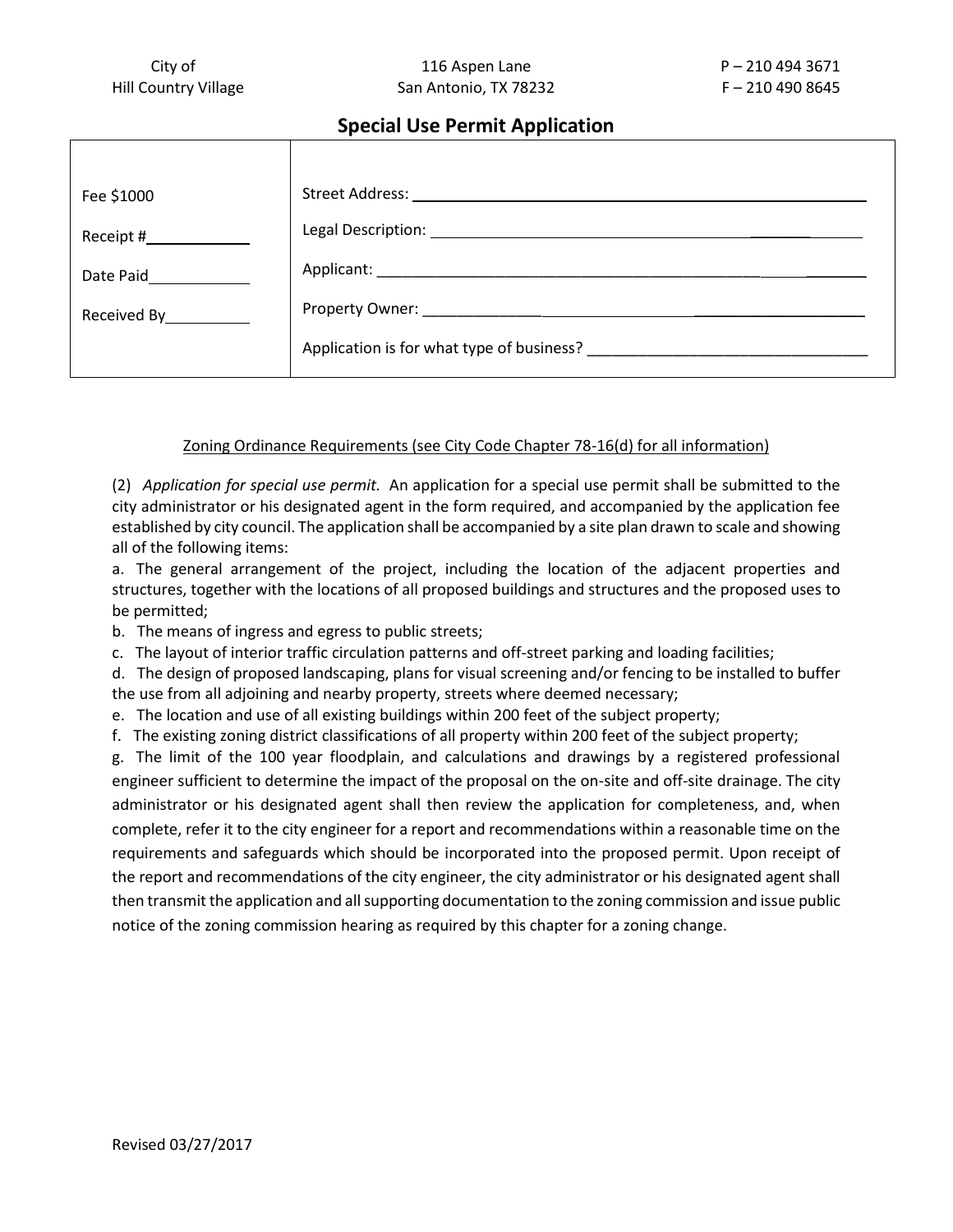City of
Hill Country Village

116 Aspen Lane
San Antonio, TX 78232

P – 210 494 3671
F – 210 490 8645

# Special Use Permit Application

| | |
|---|---|
| Fee $1000<br><br>Receipt #____________<br><br>Date Paid____________<br><br>Received By__________ | Street Address: ______________________________________________<br><br>Legal Description: ______________________________________________<br><br>Applicant: ______________________________________________<br><br>Property Owner: ______________________________________________<br><br>Application is for what type of business? ________________________________ |

Zoning Ordinance Requirements (see City Code Chapter 78-16(d) for all information)

(2) *Application for special use permit.* An application for a special use permit shall be submitted to the city administrator or his designated agent in the form required, and accompanied by the application fee established by city council. The application shall be accompanied by a site plan drawn to scale and showing all of the following items:

a. The general arrangement of the project, including the location of the adjacent properties and structures, together with the locations of all proposed buildings and structures and the proposed uses to be permitted;

b. The means of ingress and egress to public streets;

c. The layout of interior traffic circulation patterns and off-street parking and loading facilities;

d. The design of proposed landscaping, plans for visual screening and/or fencing to be installed to buffer the use from all adjoining and nearby property, streets where deemed necessary;

e. The location and use of all existing buildings within 200 feet of the subject property;

f. The existing zoning district classifications of all property within 200 feet of the subject property;

g. The limit of the 100 year floodplain, and calculations and drawings by a registered professional engineer sufficient to determine the impact of the proposal on the on-site and off-site drainage. The city administrator or his designated agent shall then review the application for completeness, and, when complete, refer it to the city engineer for a report and recommendations within a reasonable time on the requirements and safeguards which should be incorporated into the proposed permit. Upon receipt of the report and recommendations of the city engineer, the city administrator or his designated agent shall then transmit the application and all supporting documentation to the zoning commission and issue public notice of the zoning commission hearing as required by this chapter for a zoning change.

Revised 03/27/2017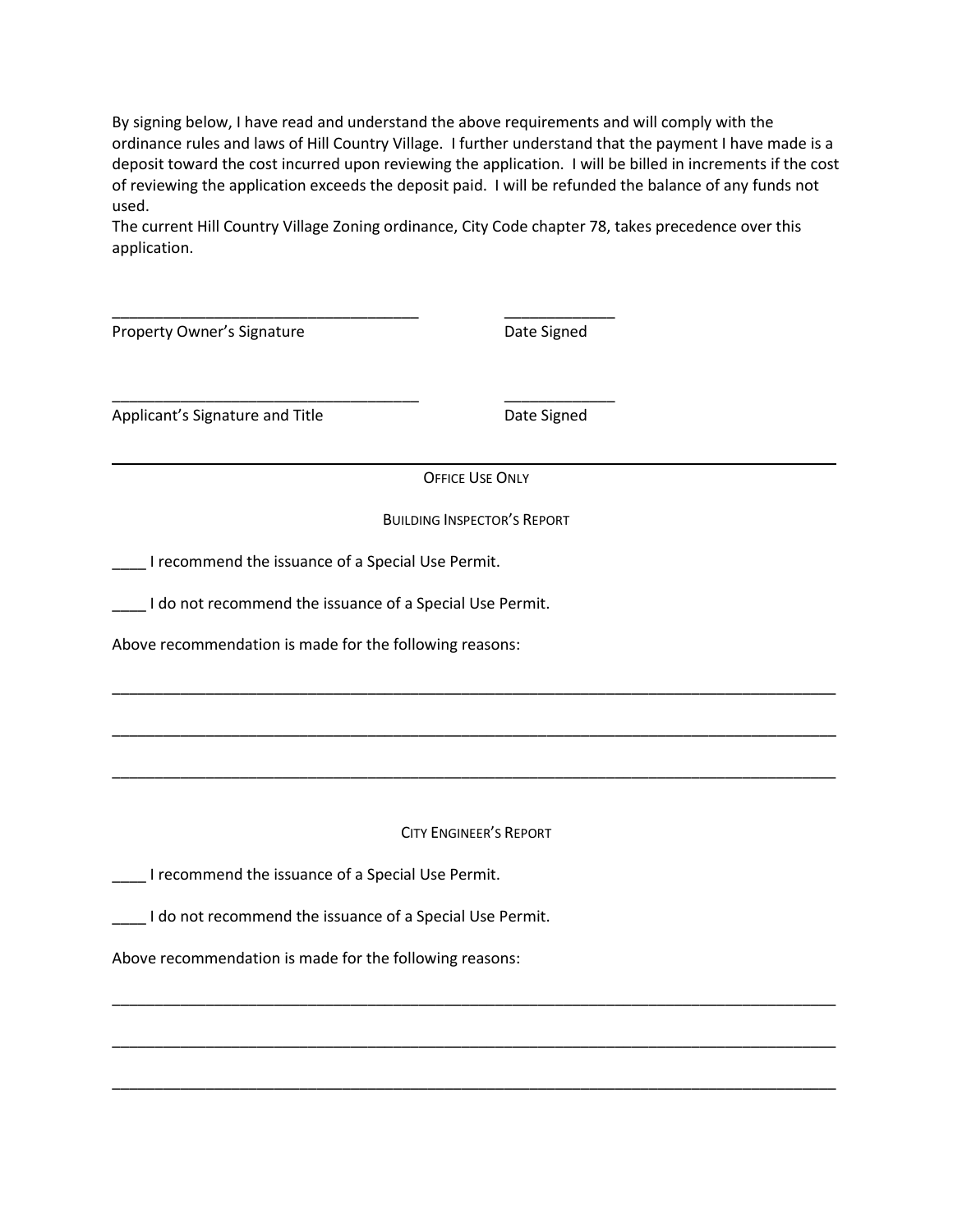By signing below, I have read and understand the above requirements and will comply with the ordinance rules and laws of Hill Country Village. I further understand that the payment I have made is a deposit toward the cost incurred upon reviewing the application. I will be billed in increments if the cost of reviewing the application exceeds the deposit paid. I will be refunded the balance of any funds not used.
The current Hill Country Village Zoning ordinance, City Code chapter 78, takes precedence over this application.

____________________________________ _____________
Property Owner's Signature Date Signed

____________________________________ _____________
Applicant's Signature and Title Date Signed

---

OFFICE USE ONLY

BUILDING INSPECTOR'S REPORT

____ I recommend the issuance of a Special Use Permit.

____ I do not recommend the issuance of a Special Use Permit.

Above recommendation is made for the following reasons:

______________________________________________________________________________

______________________________________________________________________________

______________________________________________________________________________

CITY ENGINEER'S REPORT

____ I recommend the issuance of a Special Use Permit.

____ I do not recommend the issuance of a Special Use Permit.

Above recommendation is made for the following reasons:

______________________________________________________________________________

______________________________________________________________________________

______________________________________________________________________________